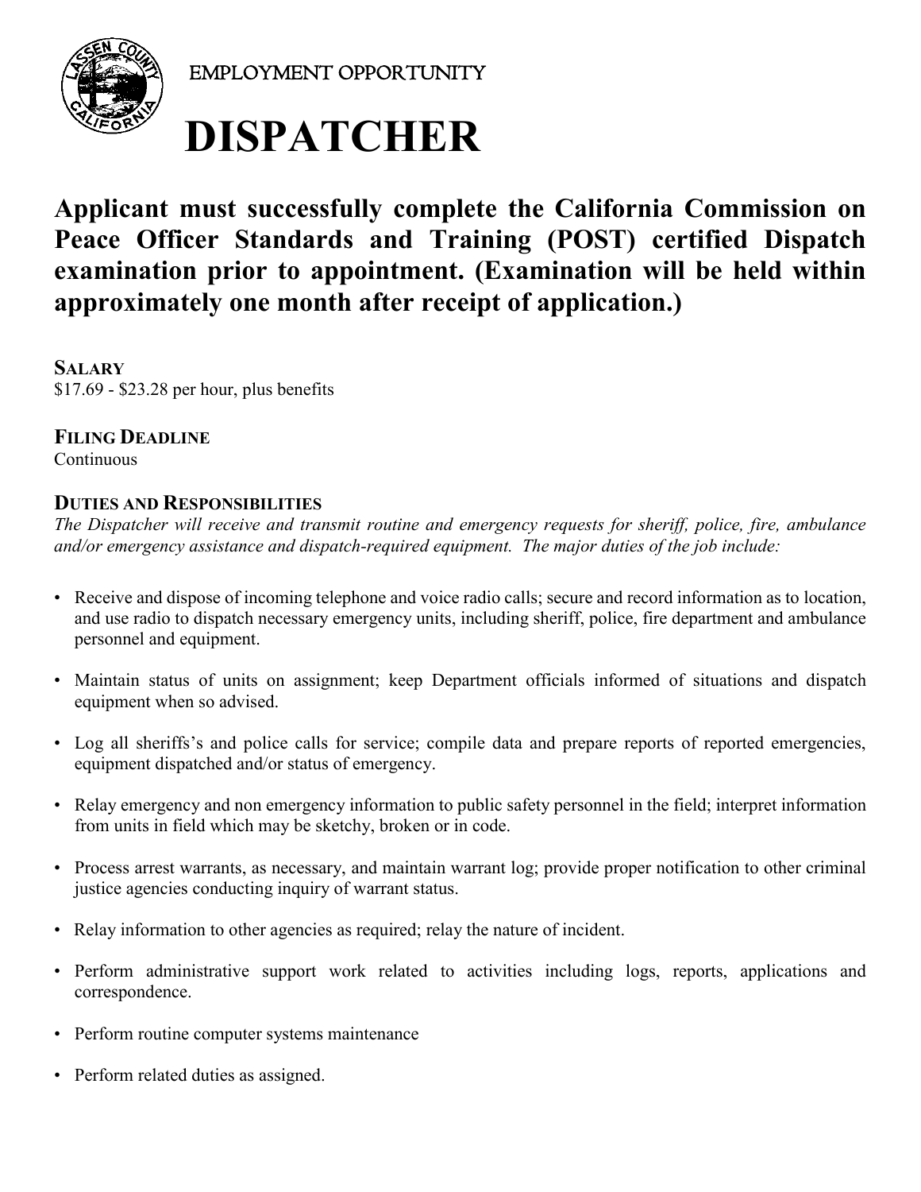EMPLOYMENT OPPORTUNITY

# DISPATCHER

**Applicant must successfully complete the California Commission on Peace Officer Standards and Training (POST) certified Dispatch examination prior to appointment. (Examination will be held within approximately one month after receipt of application.)**

### SALARY

$17.69 - $23.28 per hour, plus benefits

### FILING DEADLINE

Continuous

### DUTIES AND RESPONSIBILITIES

*The Dispatcher will receive and transmit routine and emergency requests for sheriff, police, fire, ambulance and/or emergency assistance and dispatch-required equipment. The major duties of the job include:*

- Receive and dispose of incoming telephone and voice radio calls; secure and record information as to location, and use radio to dispatch necessary emergency units, including sheriff, police, fire department and ambulance personnel and equipment.
- Maintain status of units on assignment; keep Department officials informed of situations and dispatch equipment when so advised.
- Log all sheriffs's and police calls for service; compile data and prepare reports of reported emergencies, equipment dispatched and/or status of emergency.
- Relay emergency and non emergency information to public safety personnel in the field; interpret information from units in field which may be sketchy, broken or in code.
- Process arrest warrants, as necessary, and maintain warrant log; provide proper notification to other criminal justice agencies conducting inquiry of warrant status.
- Relay information to other agencies as required; relay the nature of incident.
- Perform administrative support work related to activities including logs, reports, applications and correspondence.
- Perform routine computer systems maintenance
- Perform related duties as assigned.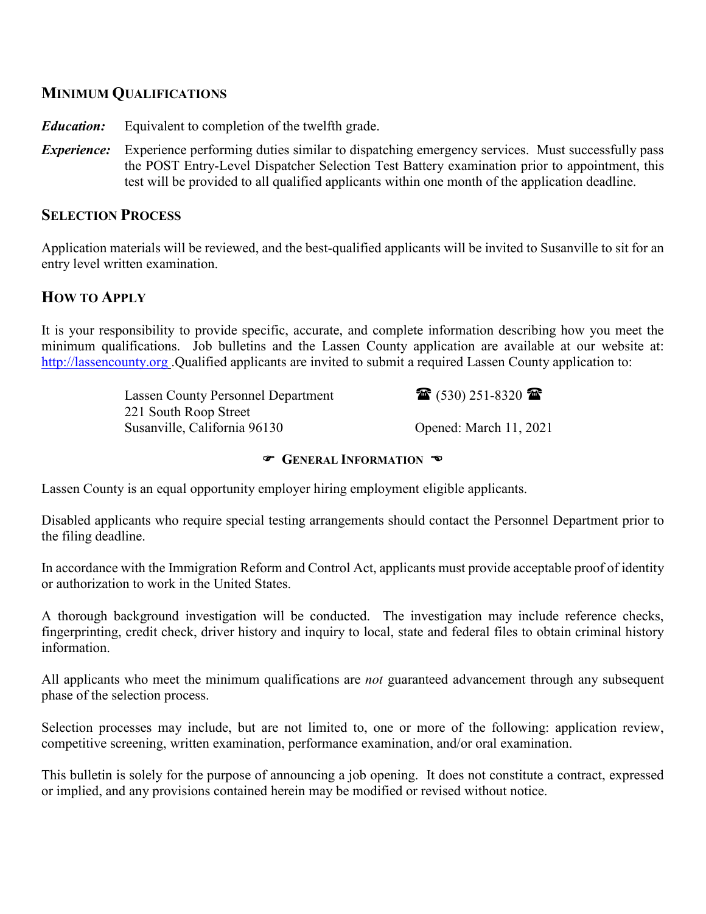## Minimum Qualifications

***Education:*** Equivalent to completion of the twelfth grade.

***Experience:*** Experience performing duties similar to dispatching emergency services. Must successfully pass the POST Entry-Level Dispatcher Selection Test Battery examination prior to appointment, this test will be provided to all qualified applicants within one month of the application deadline.

## Selection Process

Application materials will be reviewed, and the best-qualified applicants will be invited to Susanville to sit for an entry level written examination.

## How to Apply

It is your responsibility to provide specific, accurate, and complete information describing how you meet the minimum qualifications. Job bulletins and the Lassen County application are available at our website at: [http://lassencounty.org](http://lassencounty.org) .Qualified applicants are invited to submit a required Lassen County application to:

Lassen County Personnel Department
221 South Roop Street
Susanville, California 96130

☎ (530) 251-8320 ☎

Opened: March 11, 2021

### ☛ General Information ☚

Lassen County is an equal opportunity employer hiring employment eligible applicants.

Disabled applicants who require special testing arrangements should contact the Personnel Department prior to the filing deadline.

In accordance with the Immigration Reform and Control Act, applicants must provide acceptable proof of identity or authorization to work in the United States.

A thorough background investigation will be conducted. The investigation may include reference checks, fingerprinting, credit check, driver history and inquiry to local, state and federal files to obtain criminal history information.

All applicants who meet the minimum qualifications are *not* guaranteed advancement through any subsequent phase of the selection process.

Selection processes may include, but are not limited to, one or more of the following: application review, competitive screening, written examination, performance examination, and/or oral examination.

This bulletin is solely for the purpose of announcing a job opening. It does not constitute a contract, expressed or implied, and any provisions contained herein may be modified or revised without notice.